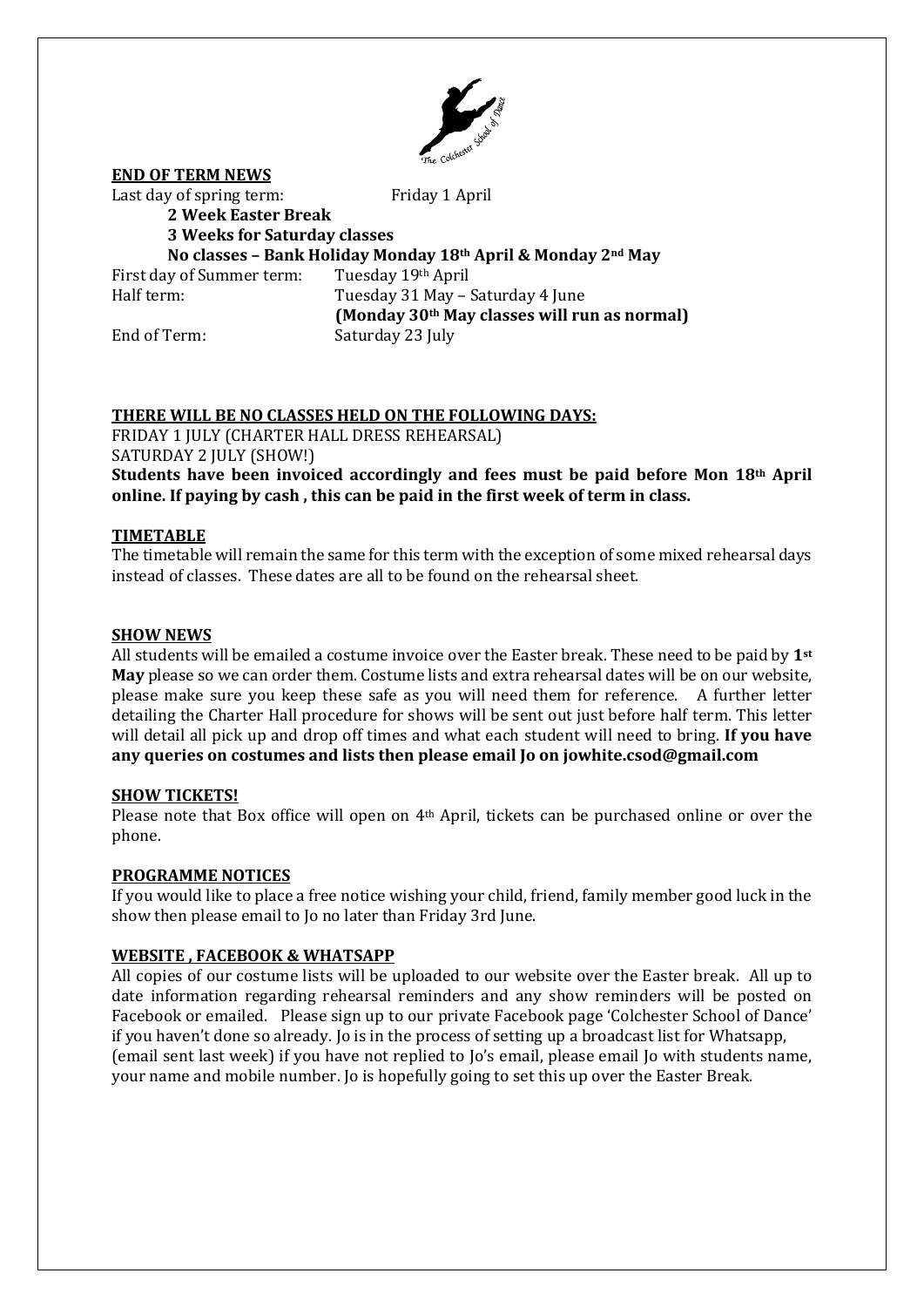## END OF TERM NEWS

Last day of spring term: Friday 1 April

**2 Week Easter Break**

**3 Weeks for Saturday classes**

**No classes – Bank Holiday Monday 18th April & Monday 2nd May**

First day of Summer term: Tuesday 19th April

Half term: Tuesday 31 May – Saturday 4 June
**(Monday 30th May classes will run as normal)**

End of Term: Saturday 23 July

## THERE WILL BE NO CLASSES HELD ON THE FOLLOWING DAYS:

FRIDAY 1 JULY (CHARTER HALL DRESS REHEARSAL)

SATURDAY 2 JULY (SHOW!)

**Students have been invoiced accordingly and fees must be paid before Mon 18th April online. If paying by cash , this can be paid in the first week of term in class.**

## TIMETABLE

The timetable will remain the same for this term with the exception of some mixed rehearsal days instead of classes. These dates are all to be found on the rehearsal sheet.

## SHOW NEWS

All students will be emailed a costume invoice over the Easter break. These need to be paid by **1st May** please so we can order them. Costume lists and extra rehearsal dates will be on our website, please make sure you keep these safe as you will need them for reference. A further letter detailing the Charter Hall procedure for shows will be sent out just before half term. This letter will detail all pick up and drop off times and what each student will need to bring. **If you have any queries on costumes and lists then please email Jo on jowhite.csod@gmail.com**

## SHOW TICKETS!

Please note that Box office will open on 4th April, tickets can be purchased online or over the phone.

## PROGRAMME NOTICES

If you would like to place a free notice wishing your child, friend, family member good luck in the show then please email to Jo no later than Friday 3rd June.

## WEBSITE , FACEBOOK & WHATSAPP

All copies of our costume lists will be uploaded to our website over the Easter break. All up to date information regarding rehearsal reminders and any show reminders will be posted on Facebook or emailed. Please sign up to our private Facebook page 'Colchester School of Dance' if you haven't done so already. Jo is in the process of setting up a broadcast list for Whatsapp, (email sent last week) if you have not replied to Jo's email, please email Jo with students name, your name and mobile number. Jo is hopefully going to set this up over the Easter Break.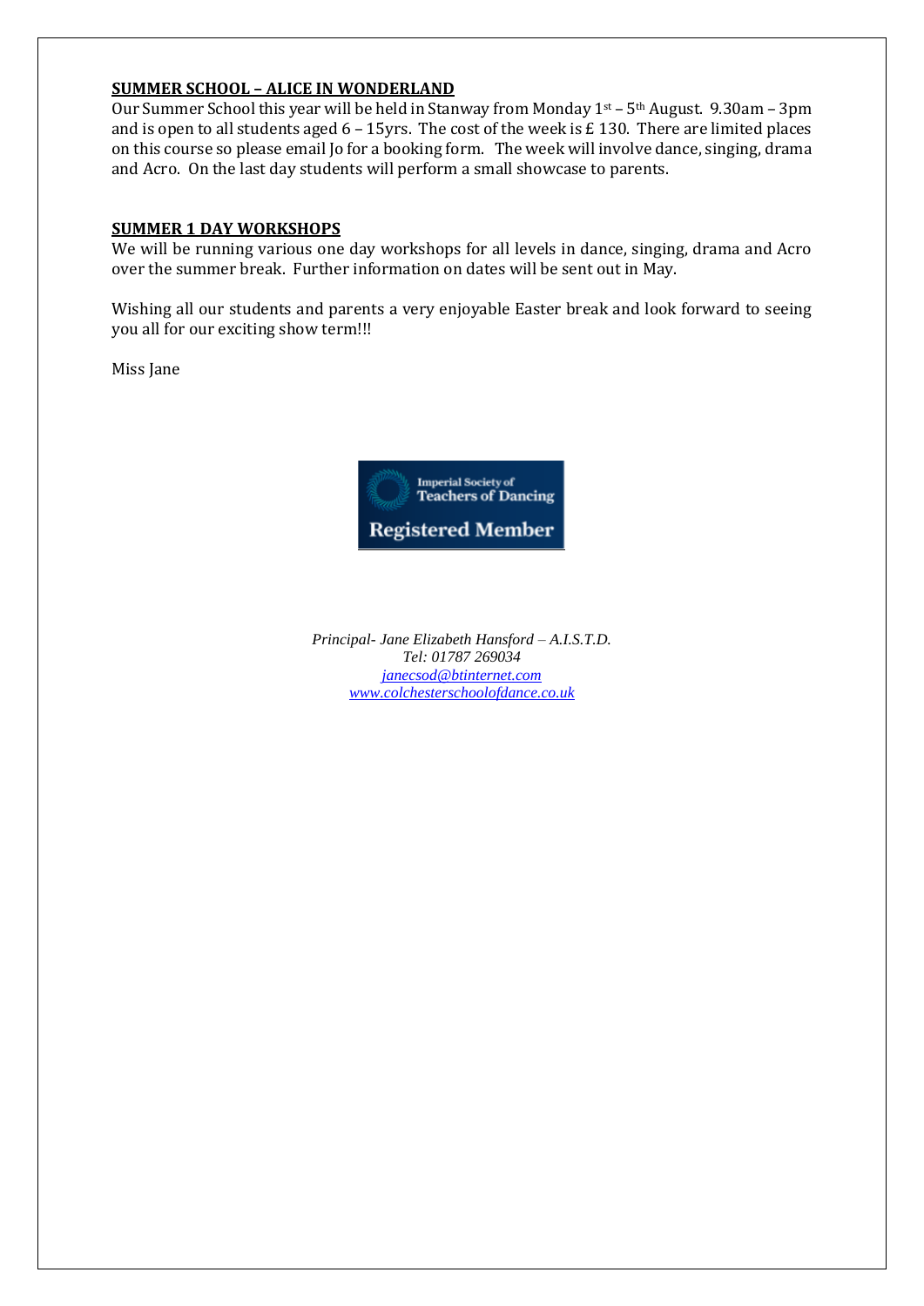**SUMMER SCHOOL – ALICE IN WONDERLAND**

Our Summer School this year will be held in Stanway from Monday 1st – 5th August. 9.30am – 3pm and is open to all students aged 6 – 15yrs. The cost of the week is £ 130. There are limited places on this course so please email Jo for a booking form. The week will involve dance, singing, drama and Acro. On the last day students will perform a small showcase to parents.

**SUMMER 1 DAY WORKSHOPS**

We will be running various one day workshops for all levels in dance, singing, drama and Acro over the summer break. Further information on dates will be sent out in May.

Wishing all our students and parents a very enjoyable Easter break and look forward to seeing you all for our exciting show term!!!

Miss Jane

Imperial Society of Teachers of Dancing
Registered Member

*Principal- Jane Elizabeth Hansford – A.I.S.T.D.*
*Tel: 01787 269034*
*janecsod@btinternet.com*
*www.colchesterschoolofdance.co.uk*